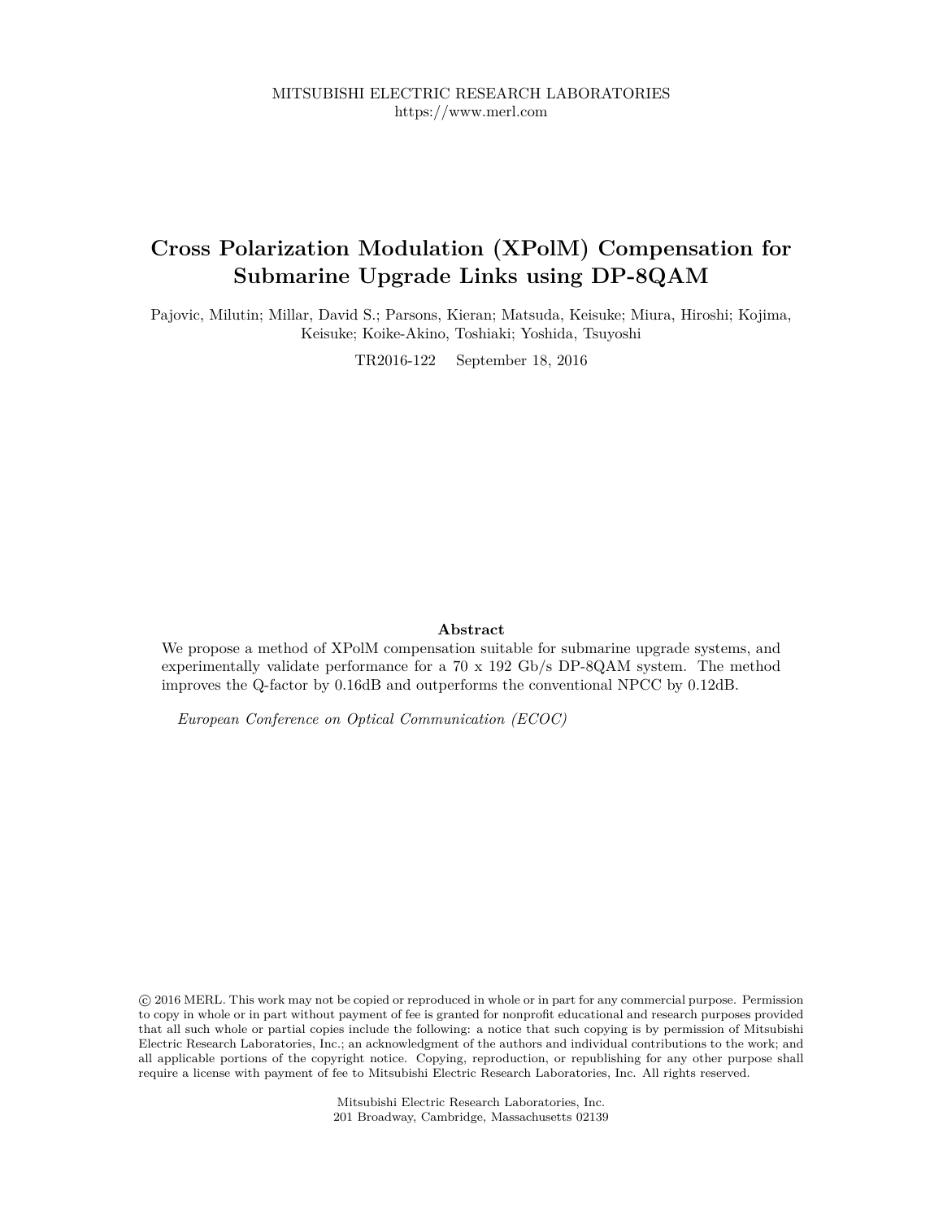MITSUBISHI ELECTRIC RESEARCH LABORATORIES
https://www.merl.com

# Cross Polarization Modulation (XPolM) Compensation for Submarine Upgrade Links using DP-8QAM

Pajovic, Milutin; Millar, David S.; Parsons, Kieran; Matsuda, Keisuke; Miura, Hiroshi; Kojima, Keisuke; Koike-Akino, Toshiaki; Yoshida, Tsuyoshi

TR2016-122 September 18, 2016

### Abstract

We propose a method of XPolM compensation suitable for submarine upgrade systems, and experimentally validate performance for a 70 x 192 Gb/s DP-8QAM system. The method improves the Q-factor by 0.16dB and outperforms the conventional NPCC by 0.12dB.

*European Conference on Optical Communication (ECOC)*

© 2016 MERL. This work may not be copied or reproduced in whole or in part for any commercial purpose. Permission to copy in whole or in part without payment of fee is granted for nonprofit educational and research purposes provided that all such whole or partial copies include the following: a notice that such copying is by permission of Mitsubishi Electric Research Laboratories, Inc.; an acknowledgment of the authors and individual contributions to the work; and all applicable portions of the copyright notice. Copying, reproduction, or republishing for any other purpose shall require a license with payment of fee to Mitsubishi Electric Research Laboratories, Inc. All rights reserved.

Mitsubishi Electric Research Laboratories, Inc.
201 Broadway, Cambridge, Massachusetts 02139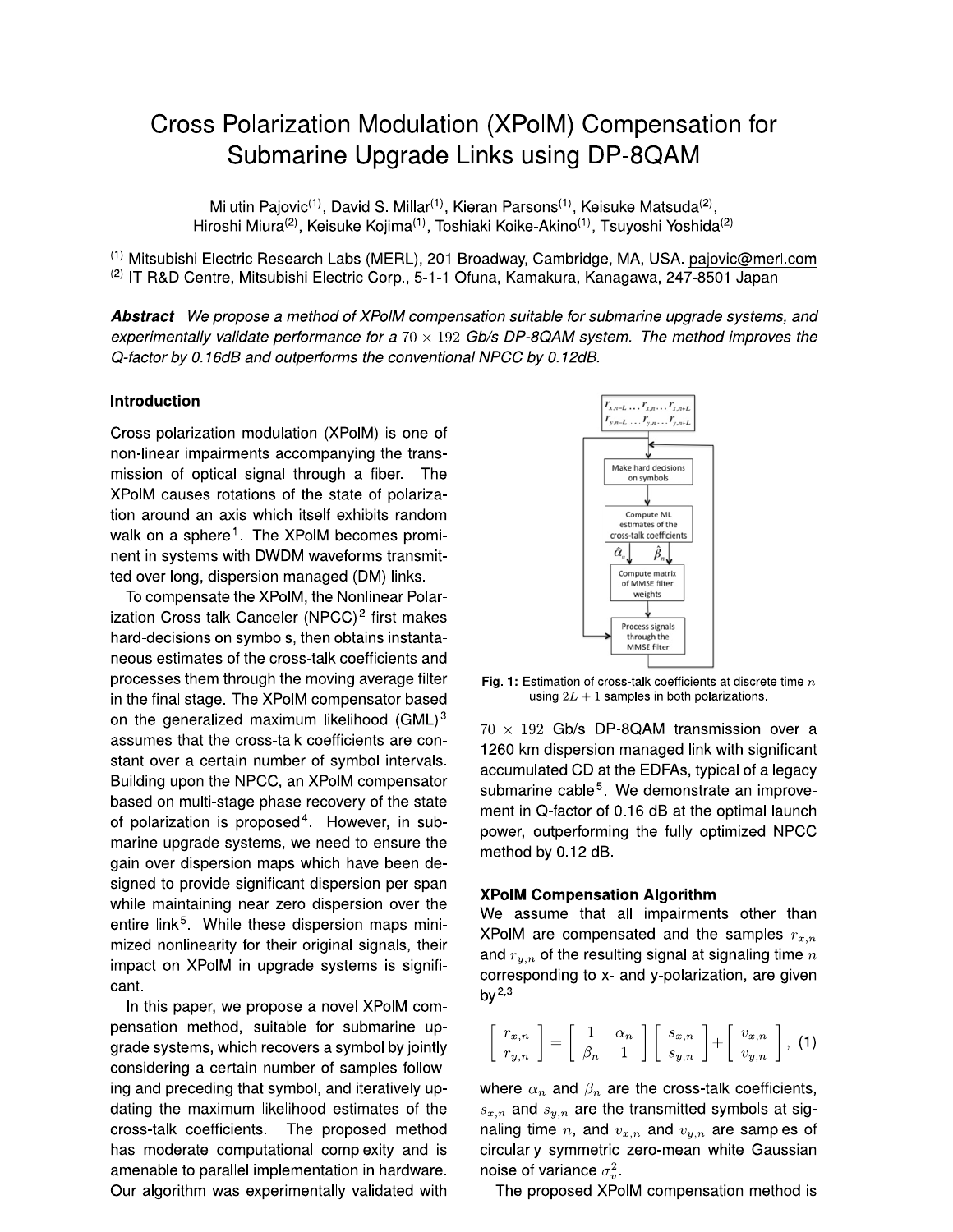# Cross Polarization Modulation (XPolM) Compensation for Submarine Upgrade Links using DP-8QAM

Milutin Pajovic[(1)], David S. Millar[(1)], Kieran Parsons[(1)], Keisuke Matsuda[(2)], Hiroshi Miura[(2)], Keisuke Kojima[(1)], Toshiaki Koike-Akino[(1)], Tsuyoshi Yoshida[(2)]

[(1)] Mitsubishi Electric Research Labs (MERL), 201 Broadway, Cambridge, MA, USA. pajovic@merl.com
[(2)] IT R&D Centre, Mitsubishi Electric Corp., 5-1-1 Ofuna, Kamakura, Kanagawa, 247-8501 Japan

***Abstract*** *We propose a method of XPolM compensation suitable for submarine upgrade systems, and experimentally validate performance for a $70 \times 192$ Gb/s DP-8QAM system. The method improves the Q-factor by 0.16dB and outperforms the conventional NPCC by 0.12dB.*

## Introduction

Cross-polarization modulation (XPolM) is one of non-linear impairments accompanying the transmission of optical signal through a fiber. The XPolM causes rotations of the state of polarization around an axis which itself exhibits random walk on a sphere[1]. The XPolM becomes prominent in systems with DWDM waveforms transmitted over long, dispersion managed (DM) links.

To compensate the XPolM, the Nonlinear Polarization Cross-talk Canceler (NPCC)[2] first makes hard-decisions on symbols, then obtains instantaneous estimates of the cross-talk coefficients and processes them through the moving average filter in the final stage. The XPolM compensator based on the generalized maximum likelihood (GML)[3] assumes that the cross-talk coefficients are constant over a certain number of symbol intervals. Building upon the NPCC, an XPolM compensator based on multi-stage phase recovery of the state of polarization is proposed[4]. However, in submarine upgrade systems, we need to ensure the gain over dispersion maps which have been designed to provide significant dispersion per span while maintaining near zero dispersion over the entire link[5]. While these dispersion maps minimized nonlinearity for their original signals, their impact on XPolM in upgrade systems is significant.

In this paper, we propose a novel XPolM compensation method, suitable for submarine upgrade systems, which recovers a symbol by jointly considering a certain number of samples following and preceding that symbol, and iteratively updating the maximum likelihood estimates of the cross-talk coefficients. The proposed method has moderate computational complexity and is amenable to parallel implementation in hardware. Our algorithm was experimentally validated with $70 \times 192$ Gb/s DP-8QAM transmission over a 1260 km dispersion managed link with significant accumulated CD at the EDFAs, typical of a legacy submarine cable[5]. We demonstrate an improvement in Q-factor of 0.16 dB at the optimal launch power, outperforming the fully optimized NPCC method by 0.12 dB.

$r_{x,n-L} \ldots r_{x,n} \ldots r_{x,n+L}$
$r_{y,n-L} \ldots r_{y,n} \ldots r_{y,n+L}$

Make hard decisions on symbols → Compute ML estimates of the cross-talk coefficients ($\hat{\alpha}_n$, $\hat{\beta}_n$) → Compute matrix of MMSE filter weights → Process signals through the MMSE filter

**Fig. 1:** Estimation of cross-talk coefficients at discrete time $n$ using $2L+1$ samples in both polarizations.

## XPolM Compensation Algorithm

We assume that all impairments other than XPolM are compensated and the samples $r_{x,n}$ and $r_{y,n}$ of the resulting signal at signaling time $n$ corresponding to x- and y-polarization, are given by[2,3]

$$\begin{bmatrix} r_{x,n} \\ r_{y,n} \end{bmatrix} = \begin{bmatrix} 1 & \alpha_n \\ \beta_n & 1 \end{bmatrix} \begin{bmatrix} s_{x,n} \\ s_{y,n} \end{bmatrix} + \begin{bmatrix} v_{x,n} \\ v_{y,n} \end{bmatrix}, \quad (1)$$

where $\alpha_n$ and $\beta_n$ are the cross-talk coefficients, $s_{x,n}$ and $s_{y,n}$ are the transmitted symbols at signaling time $n$, and $v_{x,n}$ and $v_{y,n}$ are samples of circularly symmetric zero-mean white Gaussian noise of variance $\sigma_v^2$.

The proposed XPolM compensation method is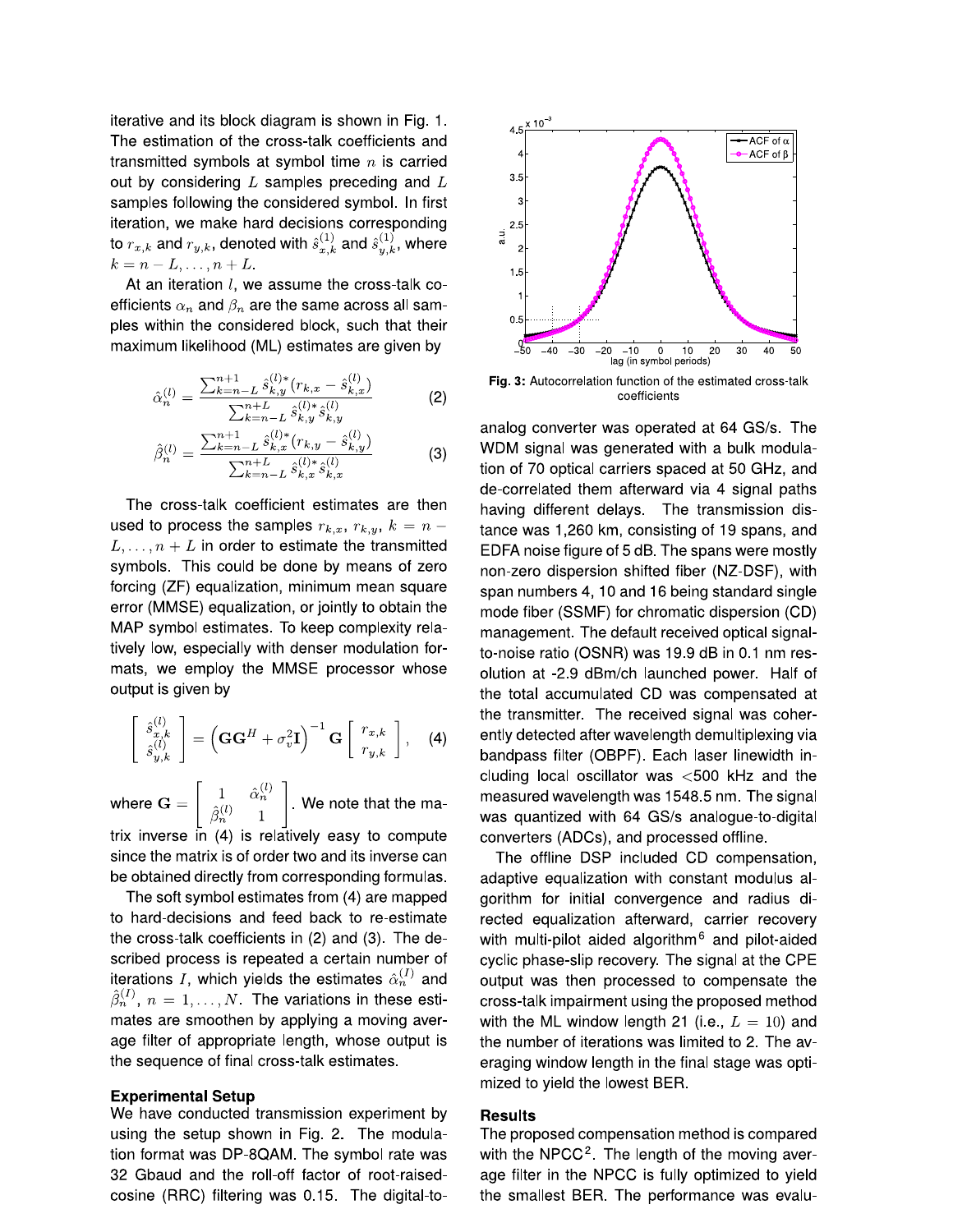iterative and its block diagram is shown in Fig. 1. The estimation of the cross-talk coefficients and transmitted symbols at symbol time $n$ is carried out by considering $L$ samples preceding and $L$ samples following the considered symbol. In first iteration, we make hard decisions corresponding to $r_{x,k}$ and $r_{y,k}$, denoted with $\hat{s}_{x,k}^{(1)}$ and $\hat{s}_{y,k}^{(1)}$, where $k = n-L, \ldots, n+L$.

At an iteration $l$, we assume the cross-talk coefficients $\alpha_n$ and $\beta_n$ are the same across all samples within the considered block, such that their maximum likelihood (ML) estimates are given by

$$\hat{\alpha}_n^{(l)} = \frac{\sum_{k=n-L}^{n+1} \hat{s}_{k,y}^{(l)*}\left(r_{k,x} - \hat{s}_{k,x}^{(l)}\right)}{\sum_{k=n-L}^{n+L} \hat{s}_{k,y}^{(l)*}\hat{s}_{k,y}^{(l)}} \quad (2)$$

$$\hat{\beta}_n^{(l)} = \frac{\sum_{k=n-L}^{n+1} \hat{s}_{k,x}^{(l)*}\left(r_{k,y} - \hat{s}_{k,y}^{(l)}\right)}{\sum_{k=n-L}^{n+L} \hat{s}_{k,x}^{(l)*}\hat{s}_{k,x}^{(l)}} \quad (3)$$

The cross-talk coefficient estimates are then used to process the samples $r_{k,x}$, $r_{k,y}$, $k = n - L, \ldots, n+L$ in order to estimate the transmitted symbols. This could be done by means of zero forcing (ZF) equalization, minimum mean square error (MMSE) equalization, or jointly to obtain the MAP symbol estimates. To keep complexity relatively low, especially with denser modulation formats, we employ the MMSE processor whose output is given by

$$\begin{bmatrix} \hat{s}_{x,k}^{(l)} \\ \hat{s}_{y,k}^{(l)} \end{bmatrix} = \left(\mathbf{G}\mathbf{G}^H + \sigma_v^2 \mathbf{I}\right)^{-1} \mathbf{G} \begin{bmatrix} r_{x,k} \\ r_{y,k} \end{bmatrix}, \quad (4)$$

where $\mathbf{G} = \begin{bmatrix} 1 & \hat{\alpha}_n^{(l)} \\ \hat{\beta}_n^{(l)} & 1 \end{bmatrix}$. We note that the matrix inverse in (4) is relatively easy to compute since the matrix is of order two and its inverse can be obtained directly from corresponding formulas.

The soft symbol estimates from (4) are mapped to hard-decisions and feed back to re-estimate the cross-talk coefficients in (2) and (3). The described process is repeated a certain number of iterations $I$, which yields the estimates $\hat{\alpha}_n^{(I)}$ and $\hat{\beta}_n^{(I)}$, $n = 1, \ldots, N$. The variations in these estimates are smoothen by applying a moving average filter of appropriate length, whose output is the sequence of final cross-talk estimates.

## Experimental Setup

We have conducted transmission experiment by using the setup shown in Fig. 2. The modulation format was DP-8QAM. The symbol rate was 32 Gbaud and the roll-off factor of root-raised-cosine (RRC) filtering was 0.15. The digital-to-analog converter was operated at 64 GS/s. The WDM signal was generated with a bulk modulation of 70 optical carriers spaced at 50 GHz, and de-correlated them afterward via 4 signal paths having different delays. The transmission distance was 1,260 km, consisting of 19 spans, and EDFA noise figure of 5 dB. The spans were mostly non-zero dispersion shifted fiber (NZ-DSF), with span numbers 4, 10 and 16 being standard single mode fiber (SSMF) for chromatic dispersion (CD) management. The default received optical signal-to-noise ratio (OSNR) was 19.9 dB in 0.1 nm resolution at -2.9 dBm/ch launched power. Half of the total accumulated CD was compensated at the transmitter. The signal was coherently detected after wavelength demultiplexing via bandpass filter (OBPF). Each laser linewidth including local oscillator was <500 kHz and the measured wavelength was 1548.5 nm. The signal was quantized with 64 GS/s analogue-to-digital converters (ADCs), and processed offline.

**Fig. 3:** Autocorrelation function of the estimated cross-talk coefficients

The offline DSP included CD compensation, adaptive equalization with constant modulus algorithm for initial convergence and radius directed equalization afterward, carrier recovery with multi-pilot aided algorithm[6] and pilot-aided cyclic phase-slip recovery. The signal at the CPE output was then processed to compensate the cross-talk impairment using the proposed method with the ML window length 21 (i.e., $L = 10$) and the number of iterations was limited to 2. The averaging window length in the final stage was optimized to yield the lowest BER.

## Results

The proposed compensation method is compared with the NPCC[2]. The length of the moving average filter in the NPCC is fully optimized to yield the smallest BER. The performance was evalu-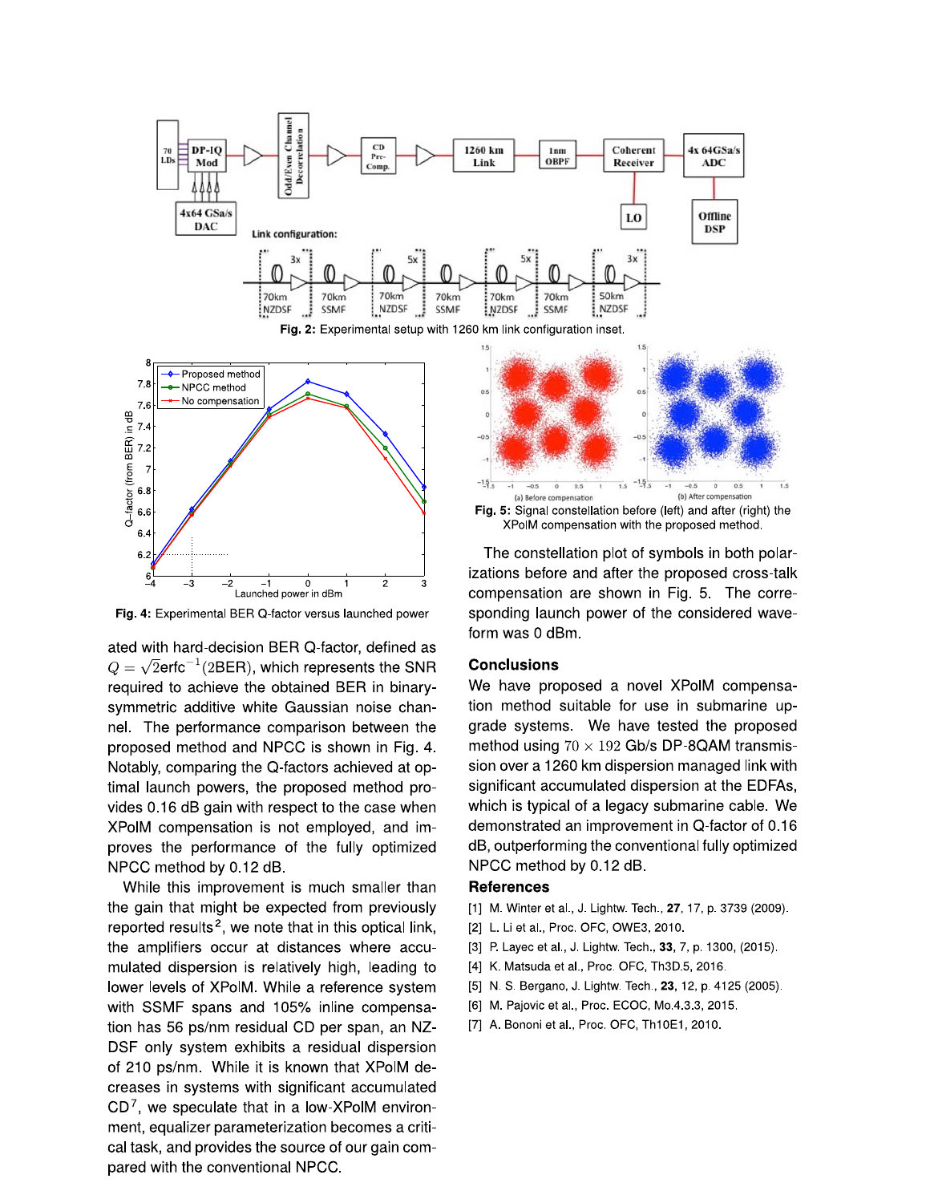70 LDs

DP-IQ Mod

4x64 GSa/s DAC

Odd/Even Channel Decorrelation

CD Pre-Comp.

1260 km Link

1nm OBPF

Coherent Receiver

LO

4x 64GSa/s ADC

Offline DSP

Link configuration:

3x 70km NZDSF

70km SSMF

5x 70km NZDSF

70km SSMF

5x 70km NZDSF

70km SSMF

3x 50km NZDSF

**Fig. 2:** Experimental setup with 1260 km link configuration inset.

Proposed method

NPCC method

No compensation

Q–factor (from BER) in dB

Launched power in dBm

**Fig. 4:** Experimental BER Q-factor versus launched power

(a) Before compensation

(b) After compensation

**Fig. 5:** Signal constellation before (left) and after (right) the XPolM compensation with the proposed method.

ated with hard-decision BER Q-factor, defined as $Q = \sqrt{2}\text{erfc}^{-1}(2\text{BER})$, which represents the SNR required to achieve the obtained BER in binary-symmetric additive white Gaussian noise channel. The performance comparison between the proposed method and NPCC is shown in Fig. 4. Notably, comparing the Q-factors achieved at optimal launch powers, the proposed method provides 0.16 dB gain with respect to the case when XPolM compensation is not employed, and improves the performance of the fully optimized NPCC method by 0.12 dB.

While this improvement is much smaller than the gain that might be expected from previously reported results[2], we note that in this optical link, the amplifiers occur at distances where accumulated dispersion is relatively high, leading to lower levels of XPolM. While a reference system with SSMF spans and 105% inline compensation has 56 ps/nm residual CD per span, an NZ-DSF only system exhibits a residual dispersion of 210 ps/nm. While it is known that XPolM decreases in systems with significant accumulated CD[7], we speculate that in a low-XPolM environment, equalizer parameterization becomes a critical task, and provides the source of our gain compared with the conventional NPCC.

The constellation plot of symbols in both polarizations before and after the proposed cross-talk compensation are shown in Fig. 5. The corresponding launch power of the considered waveform was 0 dBm.

## Conclusions

We have proposed a novel XPolM compensation method suitable for use in submarine upgrade systems. We have tested the proposed method using $70 \times 192$ Gb/s DP-8QAM transmission over a 1260 km dispersion managed link with significant accumulated dispersion at the EDFAs, which is typical of a legacy submarine cable. We demonstrated an improvement in Q-factor of 0.16 dB, outperforming the conventional fully optimized NPCC method by 0.12 dB.

## References

[1] M. Winter et al., J. Lightw. Tech., **27**, 17, p. 3739 (2009).

[2] L. Li et al., Proc. OFC, OWE3, 2010.

[3] P. Layec et al., J. Lightw. Tech., **33**, 7, p. 1300, (2015).

[4] K. Matsuda et al., Proc. OFC, Th3D.5, 2016.

[5] N. S. Bergano, J. Lightw. Tech., **23**, 12, p. 4125 (2005).

[6] M. Pajovic et al., Proc. ECOC, Mo.4.3.3, 2015.

[7] A. Bononi et al., Proc. OFC, Th10E1, 2010.